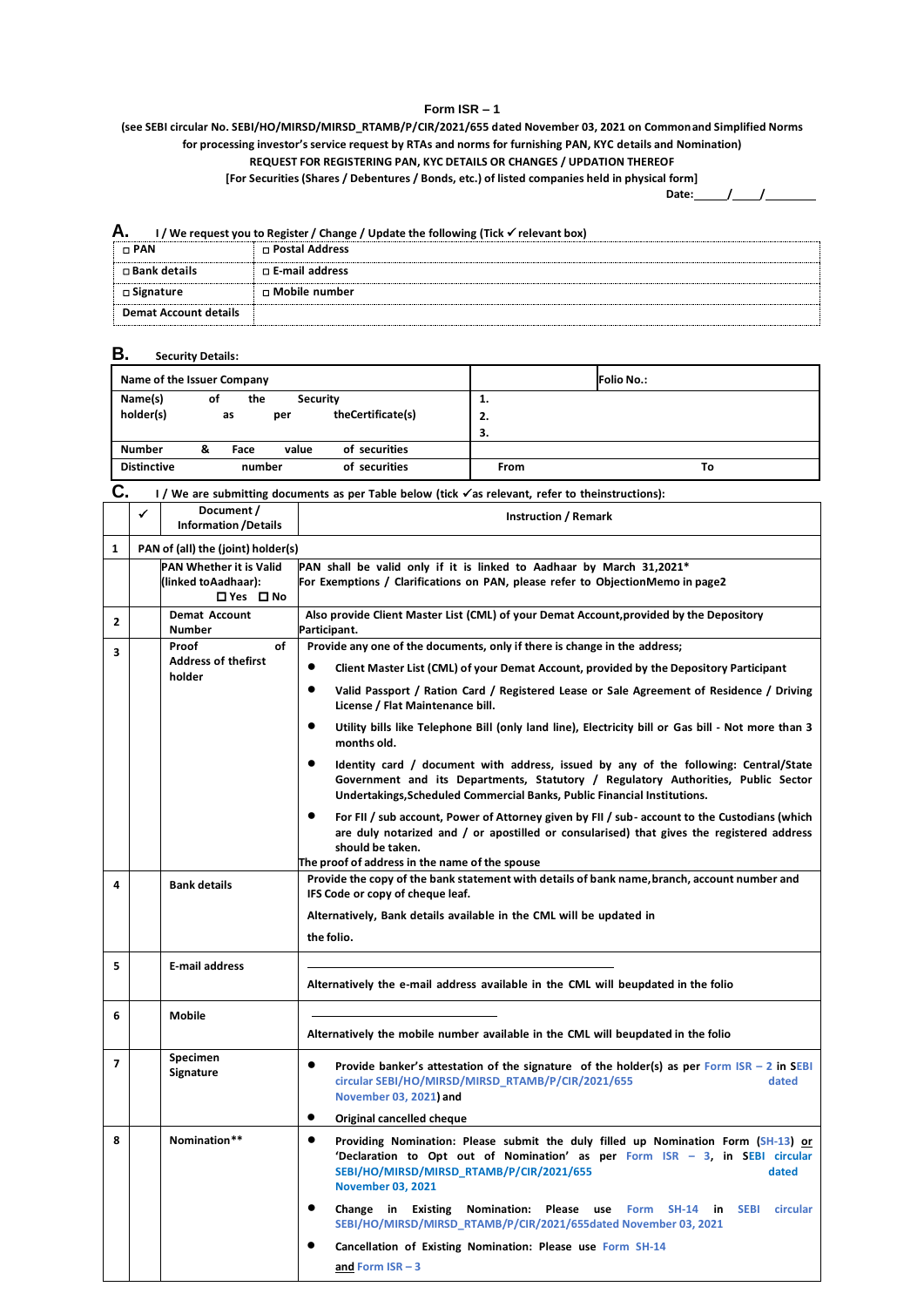# Form ISR – 1

**(see SEBI circular No. SEBI/HO/MIRSD/MIRSD_RTAMB/P/CIR/2021/655 dated November 03, 2021 on Common and Simplified Norms for processing investor's service request by RTAs and norms for furnishing PAN, KYC details and Nomination)**

**REQUEST FOR REGISTERING PAN, KYC DETAILS OR CHANGES / UPDATION THEREOF**

**[For Securities (Shares / Debentures / Bonds, etc.) of listed companies held in physical form]**

**Date:\_\_\_\_\_/\_\_\_\_/\_\_\_\_\_\_\_\_**

## A. I / We request you to Register / Change / Update the following (Tick ✓ relevant box)

| | |
|---|---|
| ◻ PAN | ◻ Postal Address |
| ◻ Bank details | ◻ E-mail address |
| ◻ Signature | ◻ Mobile number |
| Demat Account details | |

## B. Security Details:

| | | |
|---|---|---|
| Name of the Issuer Company | | Folio No.: |
| Name(s) of the Security holder(s) as per the Certificate(s) | 1.<br>2.<br>3. | |
| Number & Face value of securities | | |
| Distinctive number of securities | From | To |

## C. I / We are submitting documents as per Table below (tick ✓ as relevant, refer to the instructions):

| | ✓ | Document / Information /Details | Instruction / Remark |
|---|---|---|---|
| 1 | PAN of (all) the (joint) holder(s) | | |
| | | PAN Whether it is Valid (linked to Aadhaar): ☐ Yes ☐ No | PAN shall be valid only if it is linked to Aadhaar by March 31,2021*<br>For Exemptions / Clarifications on PAN, please refer to Objection Memo in page2 |
| 2 | | Demat Account Number | Also provide Client Master List (CML) of your Demat Account, provided by the Depository Participant. |
| 3 | | Proof of Address of the first holder | Provide any one of the documents, only if there is change in the address;<br>● Client Master List (CML) of your Demat Account, provided by the Depository Participant<br>● Valid Passport / Ration Card / Registered Lease or Sale Agreement of Residence / Driving License / Flat Maintenance bill.<br>● Utility bills like Telephone Bill (only land line), Electricity bill or Gas bill - Not more than 3 months old.<br>● Identity card / document with address, issued by any of the following: Central/State Government and its Departments, Statutory / Regulatory Authorities, Public Sector Undertakings, Scheduled Commercial Banks, Public Financial Institutions.<br>● For FII / sub account, Power of Attorney given by FII / sub- account to the Custodians (which are duly notarized and / or apostilled or consularised) that gives the registered address should be taken.<br>The proof of address in the name of the spouse |
| 4 | | Bank details | Provide the copy of the bank statement with details of bank name, branch, account number and IFS Code or copy of cheque leaf.<br>Alternatively, Bank details available in the CML will be updated in the folio. |
| 5 | | E-mail address | \_\_\_\_\_\_\_\_\_\_\_\_\_\_\_\_\_\_\_\_\_\_\_\_\_\_\_\_\_\_\_\_\_\_\_\_\_\_\_\_<br>Alternatively the e-mail address available in the CML will be updated in the folio |
| 6 | | Mobile | \_\_\_\_\_\_\_\_\_\_\_\_\_\_\_\_\_\_\_\_\_\_\_\_\_\_<br>Alternatively the mobile number available in the CML will be updated in the folio |
| 7 | | Specimen Signature | ● Provide banker's attestation of the signature of the holder(s) as per Form ISR – 2 in SEBI circular SEBI/HO/MIRSD/MIRSD_RTAMB/P/CIR/2021/655 dated November 03, 2021) and<br>● Original cancelled cheque |
| 8 | | Nomination** | ● Providing Nomination: Please submit the duly filled up Nomination Form (SH-13) or 'Declaration to Opt out of Nomination' as per Form ISR – 3, in SEBI circular SEBI/HO/MIRSD/MIRSD_RTAMB/P/CIR/2021/655 dated November 03, 2021<br>● Change in Existing Nomination: Please use Form SH-14 in SEBI circular SEBI/HO/MIRSD/MIRSD_RTAMB/P/CIR/2021/655 dated November 03, 2021<br>● Cancellation of Existing Nomination: Please use Form SH-14 and Form ISR – 3 |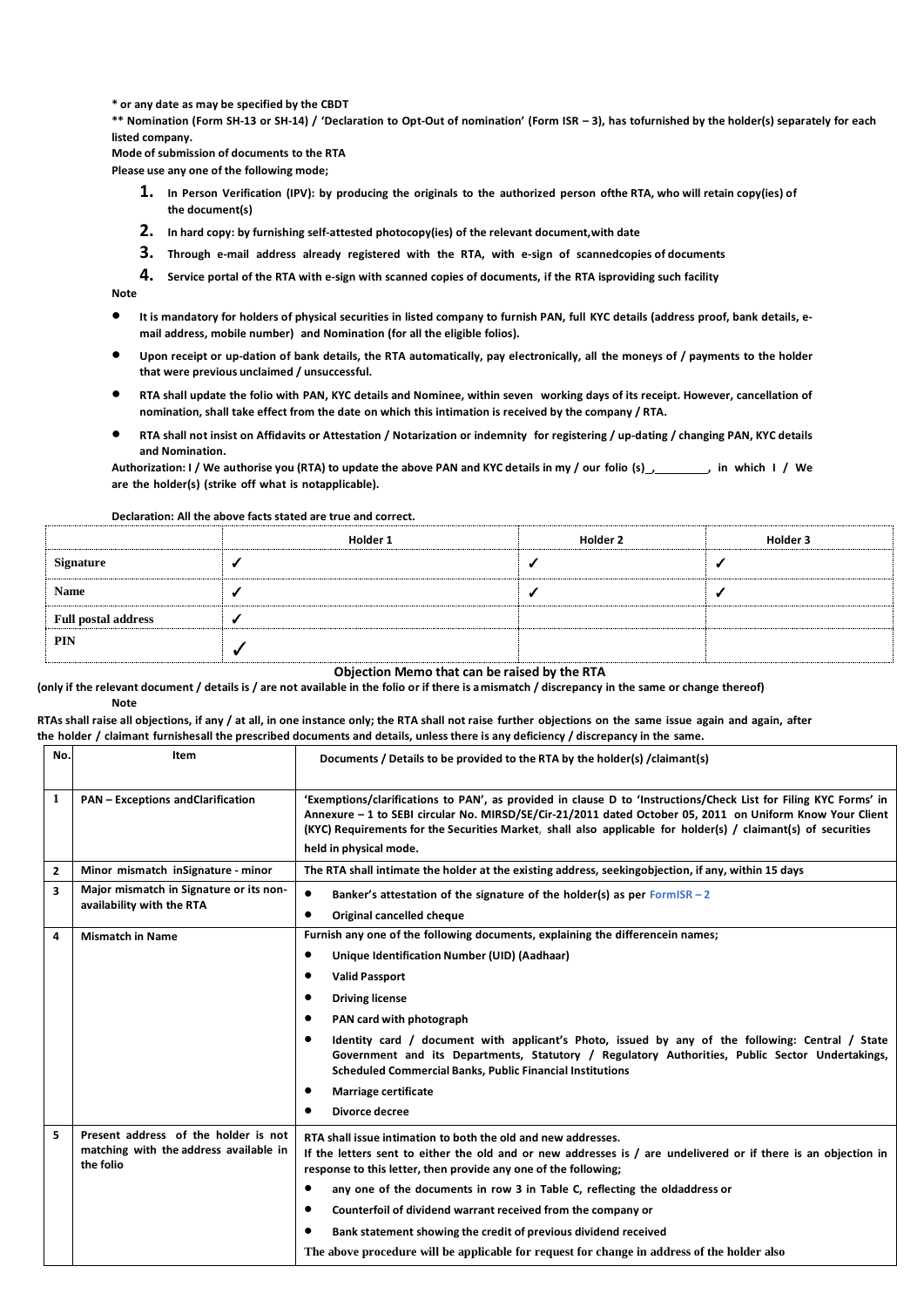**\* or any date as may be specified by the CBDT**

**\*\* Nomination (Form SH-13 or SH-14) / 'Declaration to Opt-Out of nomination' (Form ISR – 3), has tofurnished by the holder(s) separately for each listed company.**

**Mode of submission of documents to the RTA**

**Please use any one of the following mode;**

1. **In Person Verification (IPV): by producing the originals to the authorized person ofthe RTA, who will retain copy(ies) of the document(s)**
2. **In hard copy: by furnishing self-attested photocopy(ies) of the relevant document,with date**
3. **Through e-mail address already registered with the RTA, with e-sign of scannedcopies of documents**
4. **Service portal of the RTA with e-sign with scanned copies of documents, if the RTA isproviding such facility**

**Note**

- **It is mandatory for holders of physical securities in listed company to furnish PAN, full KYC details (address proof, bank details, e-mail address, mobile number) and Nomination (for all the eligible folios).**
- **Upon receipt or up-dation of bank details, the RTA automatically, pay electronically, all the moneys of / payments to the holder that were previous unclaimed / unsuccessful.**
- **RTA shall update the folio with PAN, KYC details and Nominee, within seven working days of its receipt. However, cancellation of nomination, shall take effect from the date on which this intimation is received by the company / RTA.**
- **RTA shall not insist on Affidavits or Attestation / Notarization or indemnity for registering / up-dating / changing PAN, KYC details and Nomination.**

**Authorization: I / We authorise you (RTA) to update the above PAN and KYC details in my / our folio (s)\_,\_\_\_\_\_\_\_\_\_, in which I / We are the holder(s) (strike off what is notapplicable).**

**Declaration: All the above facts stated are true and correct.**

| | Holder 1 | Holder 2 | Holder 3 |
|---|---|---|---|
| **Signature** | ✓ | ✓ | ✓ |
| **Name** | ✓ | ✓ | ✓ |
| **Full postal address** | ✓ | | |
| **PIN** | ✓ | | |

## Objection Memo that can be raised by the RTA

**(only if the relevant document / details is / are not available in the folio or if there is amismatch / discrepancy in the same or change thereof)**

**Note**

**RTAs shall raise all objections, if any / at all, in one instance only; the RTA shall not raise further objections on the same issue again and again, after the holder / claimant furnishesall the prescribed documents and details, unless there is any deficiency / discrepancy in the same.**

| No. | Item | Documents / Details to be provided to the RTA by the holder(s) /claimant(s) |
|---|---|---|
| 1 | PAN – Exceptions andClarification | 'Exemptions/clarifications to PAN', as provided in clause D to 'Instructions/Check List for Filing KYC Forms' in Annexure – 1 to SEBI circular No. MIRSD/SE/Cir-21/2011 dated October 05, 2011 on Uniform Know Your Client (KYC) Requirements for the Securities Market, shall also applicable for holder(s) / claimant(s) of securities held in physical mode. |
| 2 | Minor mismatch inSignature - minor | The RTA shall intimate the holder at the existing address, seekingobjection, if any, within 15 days |
| 3 | Major mismatch in Signature or its non-availability with the RTA | • Banker's attestation of the signature of the holder(s) as per FormISR – 2<br>• Original cancelled cheque |
| 4 | Mismatch in Name | Furnish any one of the following documents, explaining the differencein names;<br>• Unique Identification Number (UID) (Aadhaar)<br>• Valid Passport<br>• Driving license<br>• PAN card with photograph<br>• Identity card / document with applicant's Photo, issued by any of the following: Central / State Government and its Departments, Statutory / Regulatory Authorities, Public Sector Undertakings, Scheduled Commercial Banks, Public Financial Institutions<br>• Marriage certificate<br>• Divorce decree |
| 5 | Present address of the holder is not matching with the address available in the folio | RTA shall issue intimation to both the old and new addresses.<br>If the letters sent to either the old and or new addresses is / are undelivered or if there is an objection in response to this letter, then provide any one of the following;<br>• any one of the documents in row 3 in Table C, reflecting the oldaddress or<br>• Counterfoil of dividend warrant received from the company or<br>• Bank statement showing the credit of previous dividend received<br>The above procedure will be applicable for request for change in address of the holder also |